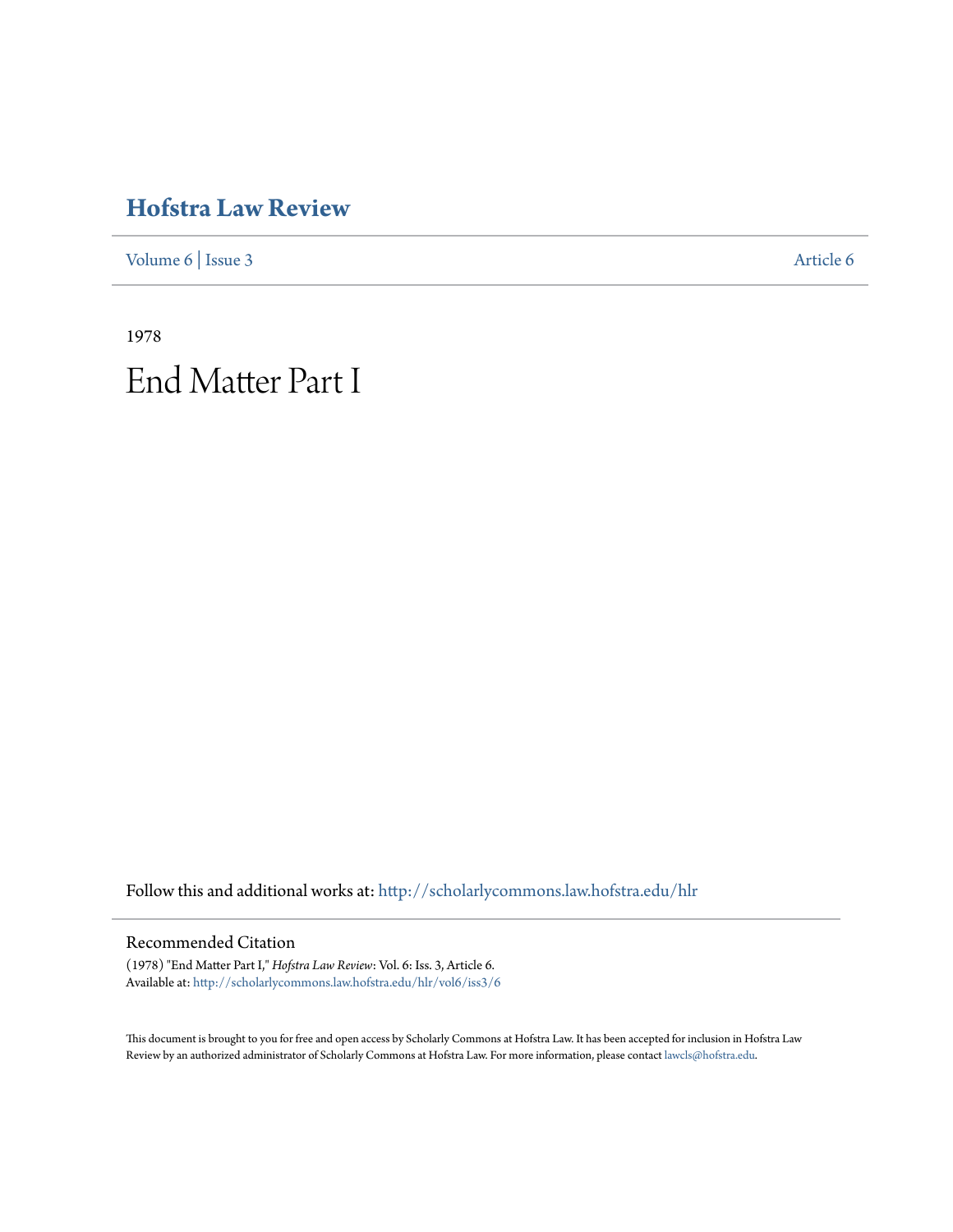# Hofstra Law Review

Volume 6 | Issue 3 Article 6

1978

# End Matter Part I

Follow this and additional works at: http://scholarlycommons.law.hofstra.edu/hlr

## Recommended Citation

(1978) "End Matter Part I," *Hofstra Law Review*: Vol. 6: Iss. 3, Article 6.
Available at: http://scholarlycommons.law.hofstra.edu/hlr/vol6/iss3/6

This document is brought to you for free and open access by Scholarly Commons at Hofstra Law. It has been accepted for inclusion in Hofstra Law Review by an authorized administrator of Scholarly Commons at Hofstra Law. For more information, please contact lawcls@hofstra.edu.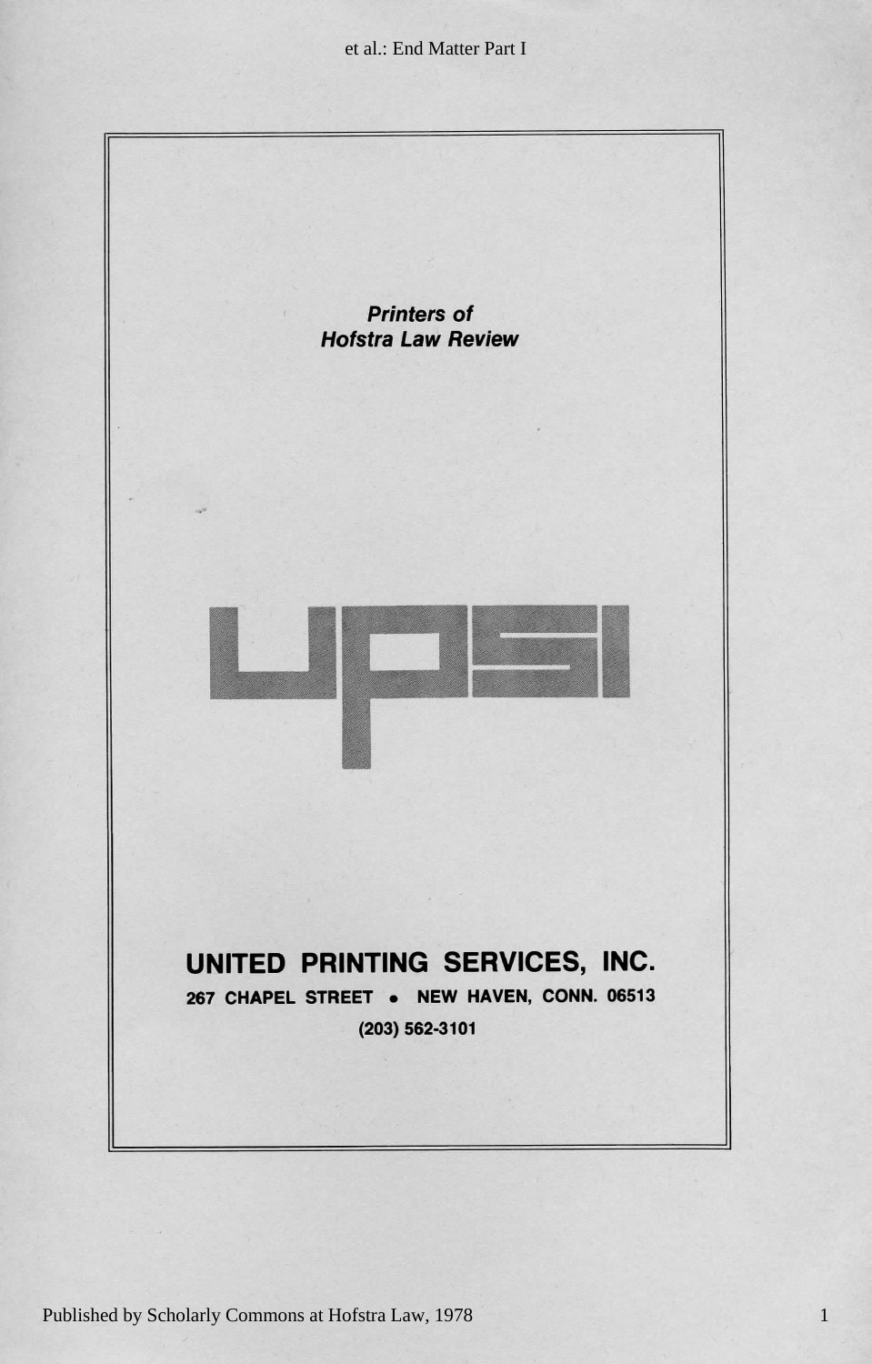***Printers of***
***Hofstra Law Review***

UPSI

**UNITED PRINTING SERVICES, INC.**

**267 CHAPEL STREET • NEW HAVEN, CONN. 06513**

**(203) 562-3101**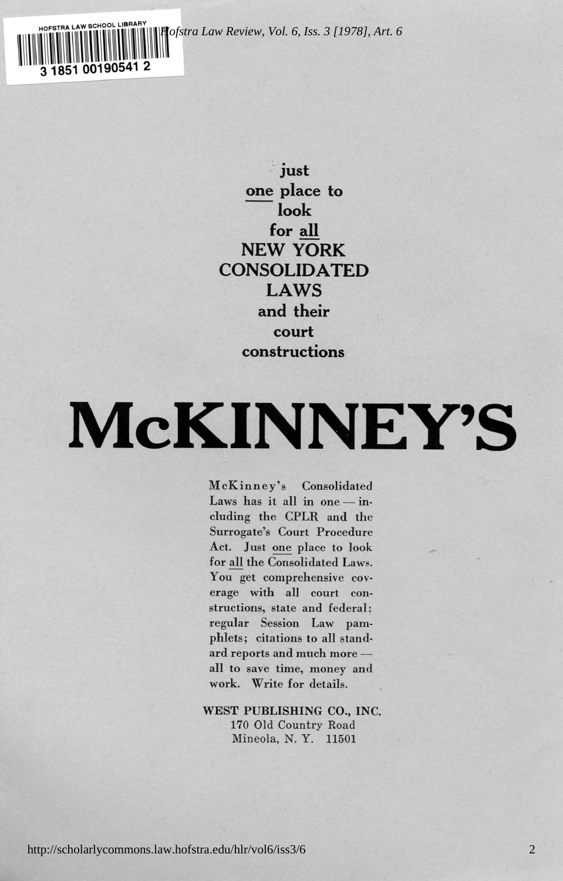just
<u>one</u> place to
look
for <u>all</u>
NEW YORK
CONSOLIDATED
LAWS
and their
court
constructions

# McKINNEY'S

McKinney's Consolidated Laws has it all in one — including the CPLR and the Surrogate's Court Procedure Act. Just <u>one</u> place to look for <u>all</u> the Consolidated Laws. You get comprehensive coverage with all court constructions, state and federal; regular Session Law pamphlets; citations to all standard reports and much more — all to save time, money and work. Write for details.

**WEST PUBLISHING CO., INC.**
170 Old Country Road
Mineola, N. Y. 11501